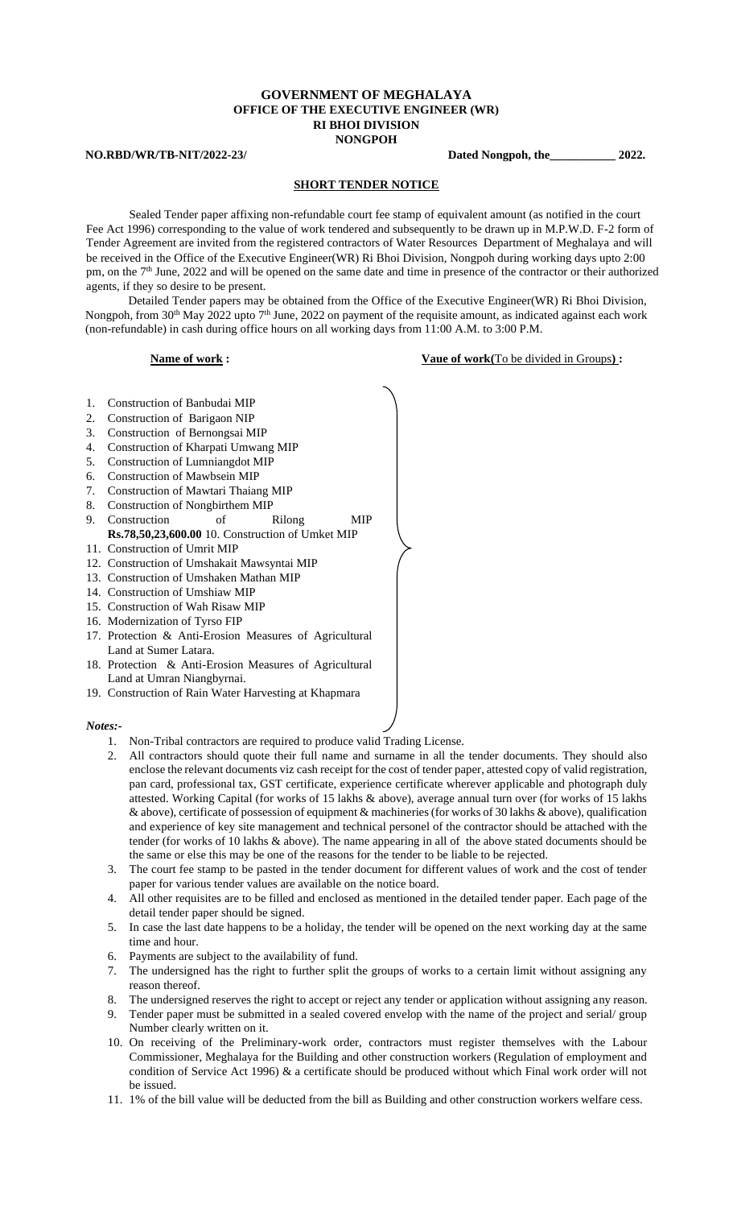**GOVERNMENT OF MEGHALAYA**
**OFFICE OF THE EXECUTIVE ENGINEER (WR)**
**RI BHOI DIVISION**
**NONGPOH**

**NO.RBD/WR/TB-NIT/2022-23/** **Dated Nongpoh, the___________ 2022.**

**SHORT TENDER NOTICE**

Sealed Tender paper affixing non-refundable court fee stamp of equivalent amount (as notified in the court Fee Act 1996) corresponding to the value of work tendered and subsequently to be drawn up in M.P.W.D. F-2 form of Tender Agreement are invited from the registered contractors of Water Resources Department of Meghalaya and will be received in the Office of the Executive Engineer(WR) Ri Bhoi Division, Nongpoh during working days upto 2:00 pm, on the 7th June, 2022 and will be opened on the same date and time in presence of the contractor or their authorized agents, if they so desire to be present.

Detailed Tender papers may be obtained from the Office of the Executive Engineer(WR) Ri Bhoi Division, Nongpoh, from 30th May 2022 upto 7th June, 2022 on payment of the requisite amount, as indicated against each work (non-refundable) in cash during office hours on all working days from 11:00 A.M. to 3:00 P.M.

| **Name of work :** | **Vaue of work(**To be divided in Groups**) :** |
|---|---|
| 1. Construction of Banbudai MIP<br>2. Construction of Barigaon NIP<br>3. Construction of Bernongsai MIP<br>4. Construction of Kharpati Umwang MIP<br>5. Construction of Lumniangdot MIP<br>6. Construction of Mawbsein MIP<br>7. Construction of Mawtari Thaiang MIP<br>8. Construction of Nongbirthem MIP<br>9. Construction of Rilong MIP<br>10. Construction of Umket MIP<br>11. Construction of Umrit MIP<br>12. Construction of Umshakait Mawsyntai MIP<br>13. Construction of Umshaken Mathan MIP<br>14. Construction of Umshiaw MIP<br>15. Construction of Wah Risaw MIP<br>16. Modernization of Tyrso FIP<br>17. Protection & Anti-Erosion Measures of Agricultural Land at Sumer Latara.<br>18. Protection & Anti-Erosion Measures of Agricultural Land at Umran Niangbyrnai.<br>19. Construction of Rain Water Harvesting at Khapmara | **Rs.78,50,23,600.00** |

***Notes:-***

1. Non-Tribal contractors are required to produce valid Trading License.
2. All contractors should quote their full name and surname in all the tender documents. They should also enclose the relevant documents viz cash receipt for the cost of tender paper, attested copy of valid registration, pan card, professional tax, GST certificate, experience certificate wherever applicable and photograph duly attested. Working Capital (for works of 15 lakhs & above), average annual turn over (for works of 15 lakhs & above), certificate of possession of equipment & machineries (for works of 30 lakhs & above), qualification and experience of key site management and technical personel of the contractor should be attached with the tender (for works of 10 lakhs & above). The name appearing in all of the above stated documents should be the same or else this may be one of the reasons for the tender to be liable to be rejected.
3. The court fee stamp to be pasted in the tender document for different values of work and the cost of tender paper for various tender values are available on the notice board.
4. All other requisites are to be filled and enclosed as mentioned in the detailed tender paper. Each page of the detail tender paper should be signed.
5. In case the last date happens to be a holiday, the tender will be opened on the next working day at the same time and hour.
6. Payments are subject to the availability of fund.
7. The undersigned has the right to further split the groups of works to a certain limit without assigning any reason thereof.
8. The undersigned reserves the right to accept or reject any tender or application without assigning any reason.
9. Tender paper must be submitted in a sealed covered envelop with the name of the project and serial/ group Number clearly written on it.
10. On receiving of the Preliminary-work order, contractors must register themselves with the Labour Commissioner, Meghalaya for the Building and other construction workers (Regulation of employment and condition of Service Act 1996) & a certificate should be produced without which Final work order will not be issued.
11. 1% of the bill value will be deducted from the bill as Building and other construction workers welfare cess.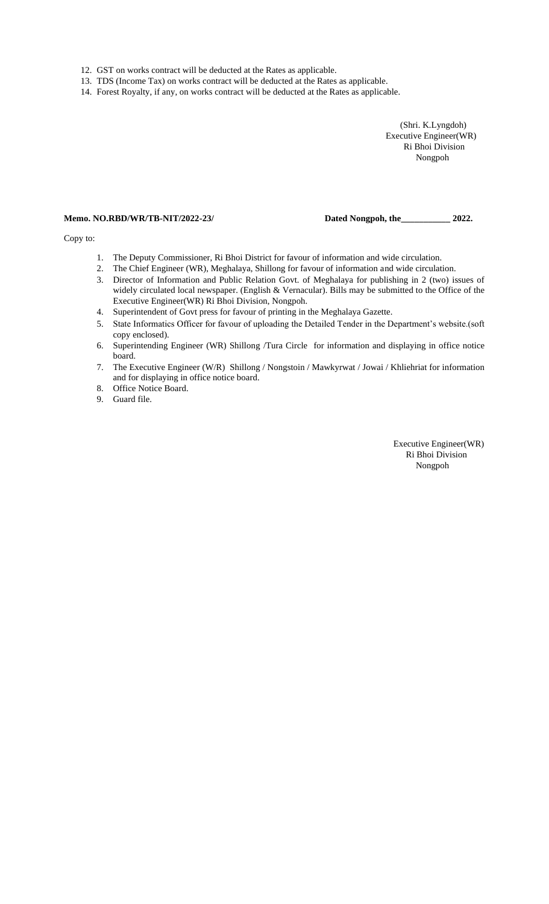12. GST on works contract will be deducted at the Rates as applicable.
13. TDS (Income Tax) on works contract will be deducted at the Rates as applicable.
14. Forest Royalty, if any, on works contract will be deducted at the Rates as applicable.

(Shri. K.Lyngdoh)
Executive Engineer(WR)
Ri Bhoi Division
Nongpoh

**Memo. NO.RBD/WR/TB-NIT/2022-23/** **Dated Nongpoh, the\_\_\_\_\_\_\_\_\_\_\_ 2022.**

Copy to:

1. The Deputy Commissioner, Ri Bhoi District for favour of information and wide circulation.
2. The Chief Engineer (WR), Meghalaya, Shillong for favour of information and wide circulation.
3. Director of Information and Public Relation Govt. of Meghalaya for publishing in 2 (two) issues of widely circulated local newspaper. (English & Vernacular). Bills may be submitted to the Office of the Executive Engineer(WR) Ri Bhoi Division, Nongpoh.
4. Superintendent of Govt press for favour of printing in the Meghalaya Gazette.
5. State Informatics Officer for favour of uploading the Detailed Tender in the Department's website.(soft copy enclosed).
6. Superintending Engineer (WR) Shillong /Tura Circle for information and displaying in office notice board.
7. The Executive Engineer (W/R) Shillong / Nongstoin / Mawkyrwat / Jowai / Khliehriat for information and for displaying in office notice board.
8. Office Notice Board.
9. Guard file.

Executive Engineer(WR)
Ri Bhoi Division
Nongpoh